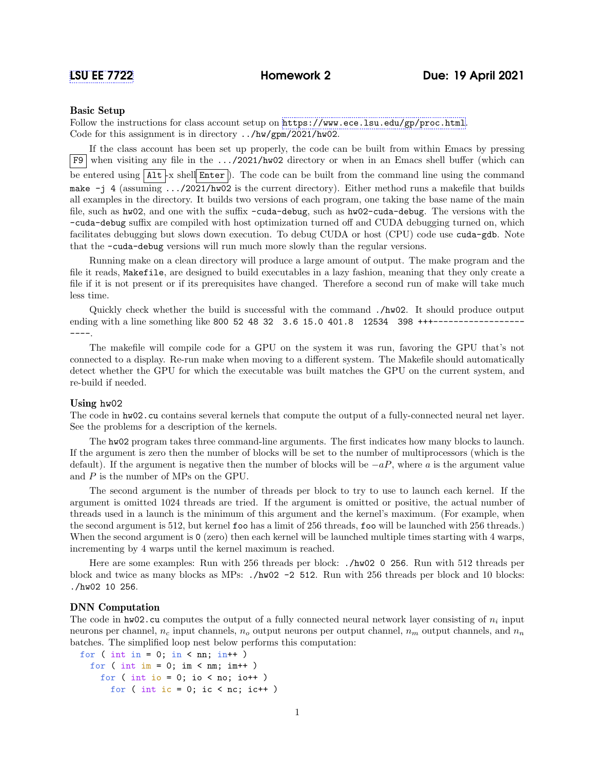# LSU EE 7722 — Homework 2 — Due: 19 April 2021

### Basic Setup

Follow the instructions for class account setup on https://www.ece.lsu.edu/gp/proc.html. Code for this assignment is in directory `../hw/gpm/2021/hw02`.

If the class account has been set up properly, the code can be built from within Emacs by pressing F9 when visiting any file in the `.../2021/hw02` directory or when in an Emacs shell buffer (which can be entered using Alt-x shell Enter). The code can be built from the command line using the command `make -j 4` (assuming `.../2021/hw02` is the current directory). Either method runs a makefile that builds all examples in the directory. It builds two versions of each program, one taking the base name of the main file, such as `hw02`, and one with the suffix `-cuda-debug`, such as `hw02-cuda-debug`. The versions with the `-cuda-debug` suffix are compiled with host optimization turned off and CUDA debugging turned on, which facilitates debugging but slows down execution. To debug CUDA or host (CPU) code use `cuda-gdb`. Note that the `-cuda-debug` versions will run much more slowly than the regular versions.

Running make on a clean directory will produce a large amount of output. The make program and the file it reads, `Makefile`, are designed to build executables in a lazy fashion, meaning that they only create a file if it is not present or if its prerequisites have changed. Therefore a second run of make will take much less time.

Quickly check whether the build is successful with the command `./hw02`. It should produce output ending with a line something like `800 52 48 32  3.6 15.0 401.8  12534  398 +++----------------------`.

The makefile will compile code for a GPU on the system it was run, favoring the GPU that's not connected to a display. Re-run make when moving to a different system. The Makefile should automatically detect whether the GPU for which the executable was built matches the GPU on the current system, and re-build if needed.

### Using hw02

The code in `hw02.cu` contains several kernels that compute the output of a fully-connected neural net layer. See the problems for a description of the kernels.

The `hw02` program takes three command-line arguments. The first indicates how many blocks to launch. If the argument is zero then the number of blocks will be set to the number of multiprocessors (which is the default). If the argument is negative then the number of blocks will be $-aP$, where $a$ is the argument value and $P$ is the number of MPs on the GPU.

The second argument is the number of threads per block to try to use to launch each kernel. If the argument is omitted 1024 threads are tried. If the argument is omitted or positive, the actual number of threads used in a launch is the minimum of this argument and the kernel's maximum. (For example, when the second argument is 512, but kernel `foo` has a limit of 256 threads, `foo` will be launched with 256 threads.) When the second argument is `0` (zero) then each kernel will be launched multiple times starting with 4 warps, incrementing by 4 warps until the kernel maximum is reached.

Here are some examples: Run with 256 threads per block: `./hw02 0 256`. Run with 512 threads per block and twice as many blocks as MPs: `./hw02 -2 512`. Run with 256 threads per block and 10 blocks: `./hw02 10 256`.

### DNN Computation

The code in `hw02.cu` computes the output of a fully connected neural network layer consisting of $n_i$ input neurons per channel, $n_c$ input channels, $n_o$ output neurons per output channel, $n_m$ output channels, and $n_n$ batches. The simplified loop nest below performs this computation:

```
for ( int in = 0; in < nn; in++ )
  for ( int im = 0; im < nm; im++ )
    for ( int io = 0; io < no; io++ )
      for ( int ic = 0; ic < nc; ic++ )
```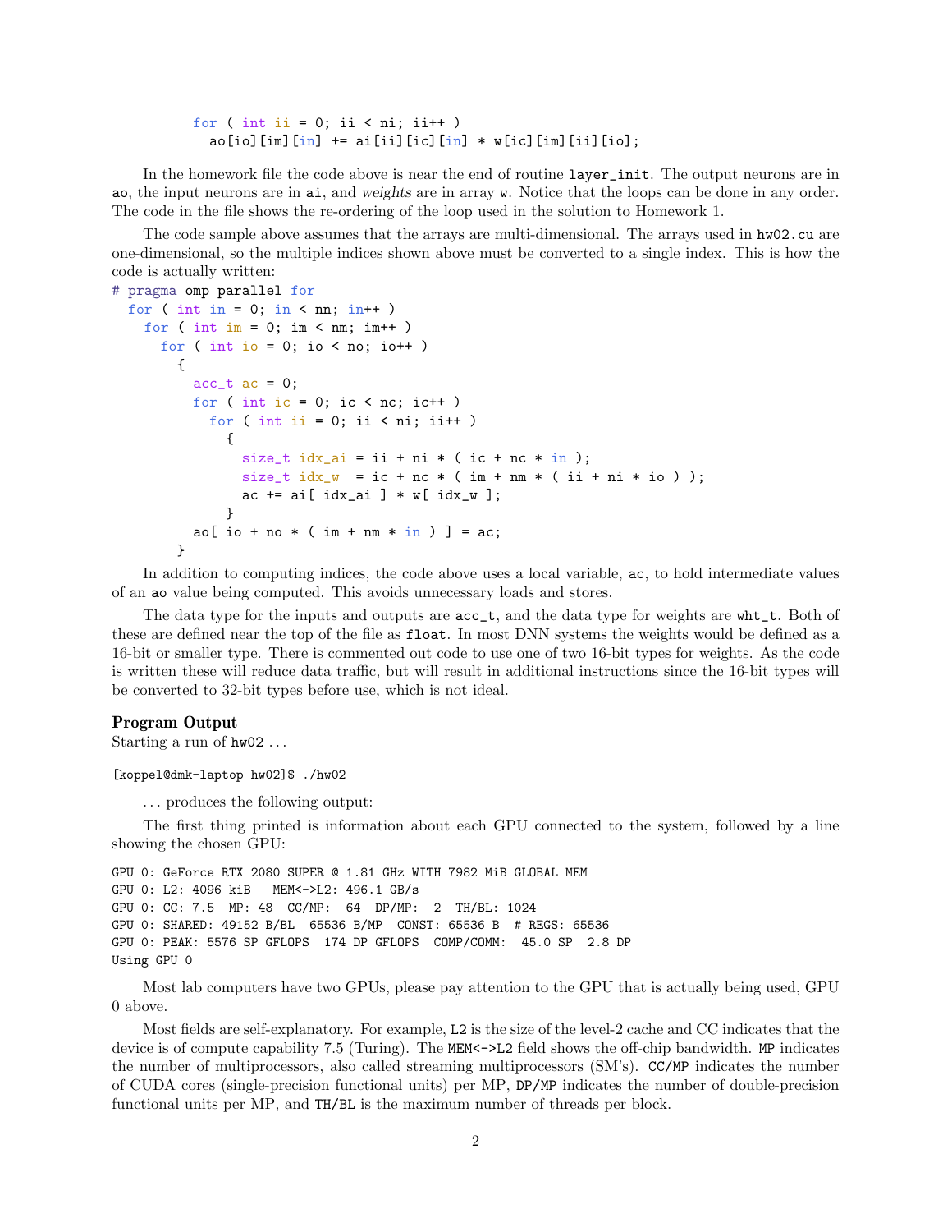```
        for ( int ii = 0; ii < ni; ii++ )
          ao[io][im][in] += ai[ii][ic][in] * w[ic][im][ii][io];
```

In the homework file the code above is near the end of routine `layer_init`. The output neurons are in `ao`, the input neurons are in `ai`, and *weights* are in array `w`. Notice that the loops can be done in any order. The code in the file shows the re-ordering of the loop used in the solution to Homework 1.

The code sample above assumes that the arrays are multi-dimensional. The arrays used in `hw02.cu` are one-dimensional, so the multiple indices shown above must be converted to a single index. This is how the code is actually written:

```
# pragma omp parallel for
  for ( int in = 0; in < nn; in++ )
    for ( int im = 0; im < nm; im++ )
      for ( int io = 0; io < no; io++ )
        {
          acc_t ac = 0;
          for ( int ic = 0; ic < nc; ic++ )
            for ( int ii = 0; ii < ni; ii++ )
              {
                size_t idx_ai = ii + ni * ( ic + nc * in );
                size_t idx_w  = ic + nc * ( im + nm * ( ii + ni * io ) );
                ac += ai[ idx_ai ] * w[ idx_w ];
              }
          ao[ io + no * ( im + nm * in ) ] = ac;
        }
```

In addition to computing indices, the code above uses a local variable, `ac`, to hold intermediate values of an `ao` value being computed. This avoids unnecessary loads and stores.

The data type for the inputs and outputs are `acc_t`, and the data type for weights are `wht_t`. Both of these are defined near the top of the file as `float`. In most DNN systems the weights would be defined as a 16-bit or smaller type. There is commented out code to use one of two 16-bit types for weights. As the code is written these will reduce data traffic, but will result in additional instructions since the 16-bit types will be converted to 32-bit types before use, which is not ideal.

### Program Output

Starting a run of `hw02` ...

```
[koppel@dmk-laptop hw02]$ ./hw02
```

... produces the following output:

The first thing printed is information about each GPU connected to the system, followed by a line showing the chosen GPU:

```
GPU 0: GeForce RTX 2080 SUPER @ 1.81 GHz WITH 7982 MiB GLOBAL MEM
GPU 0: L2: 4096 kiB   MEM<->L2: 496.1 GB/s
GPU 0: CC: 7.5  MP: 48  CC/MP:  64  DP/MP:  2  TH/BL: 1024
GPU 0: SHARED: 49152 B/BL  65536 B/MP  CONST: 65536 B  # REGS: 65536
GPU 0: PEAK: 5576 SP GFLOPS  174 DP GFLOPS  COMP/COMM:  45.0 SP  2.8 DP
Using GPU 0
```

Most lab computers have two GPUs, please pay attention to the GPU that is actually being used, GPU 0 above.

Most fields are self-explanatory. For example, `L2` is the size of the level-2 cache and CC indicates that the device is of compute capability 7.5 (Turing). The `MEM<->L2` field shows the off-chip bandwidth. `MP` indicates the number of multiprocessors, also called streaming multiprocessors (SM's). `CC/MP` indicates the number of CUDA cores (single-precision functional units) per MP, `DP/MP` indicates the number of double-precision functional units per MP, and `TH/BL` is the maximum number of threads per block.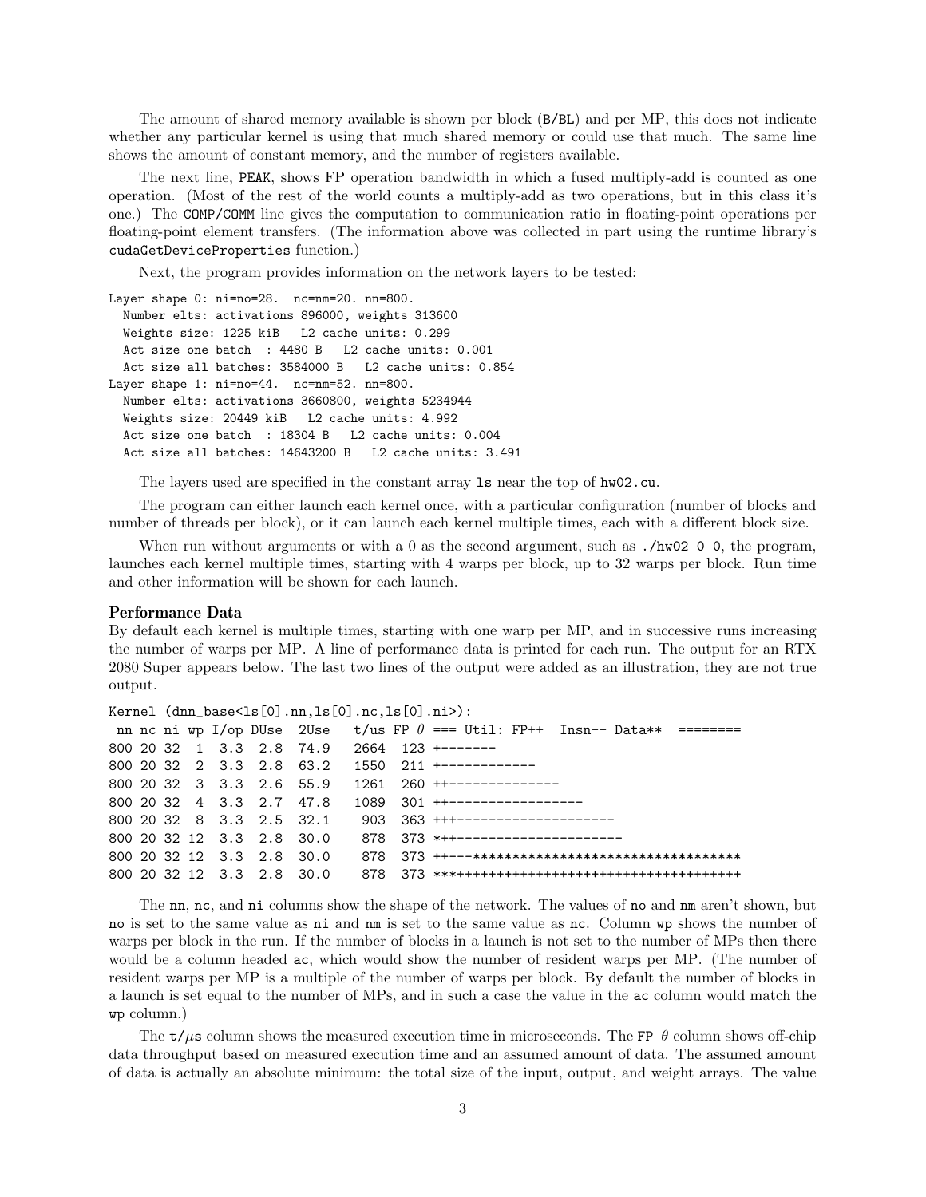The amount of shared memory available is shown per block (B/BL) and per MP, this does not indicate whether any particular kernel is using that much shared memory or could use that much. The same line shows the amount of constant memory, and the number of registers available.

The next line, PEAK, shows FP operation bandwidth in which a fused multiply-add is counted as one operation. (Most of the rest of the world counts a multiply-add as two operations, but in this class it's one.) The COMP/COMM line gives the computation to communication ratio in floating-point operations per floating-point element transfers. (The information above was collected in part using the runtime library's cudaGetDeviceProperties function.)

Next, the program provides information on the network layers to be tested:

```
Layer shape 0: ni=no=28.  nc=nm=20. nn=800.
  Number elts: activations 896000, weights 313600
  Weights size: 1225 kiB   L2 cache units: 0.299
  Act size one batch  : 4480 B   L2 cache units: 0.001
  Act size all batches: 3584000 B   L2 cache units: 0.854
Layer shape 1: ni=no=44.  nc=nm=52. nn=800.
  Number elts: activations 3660800, weights 5234944
  Weights size: 20449 kiB   L2 cache units: 4.992
  Act size one batch  : 18304 B   L2 cache units: 0.004
  Act size all batches: 14643200 B   L2 cache units: 3.491
```

The layers used are specified in the constant array ls near the top of hw02.cu.

The program can either launch each kernel once, with a particular configuration (number of blocks and number of threads per block), or it can launch each kernel multiple times, each with a different block size.

When run without arguments or with a 0 as the second argument, such as ./hw02 0 0, the program, launches each kernel multiple times, starting with 4 warps per block, up to 32 warps per block. Run time and other information will be shown for each launch.

### Performance Data

By default each kernel is multiple times, starting with one warp per MP, and in successive runs increasing the number of warps per MP. A line of performance data is printed for each run. The output for an RTX 2080 Super appears below. The last two lines of the output were added as an illustration, they are not true output.

```
Kernel (dnn_base<ls[0].nn,ls[0].nc,ls[0].ni>):
 nn nc ni wp I/op DUse  2Use   t/us FP θ === Util: FP++  Insn-- Data**  ========
800 20 32  1  3.3  2.8  74.9   2664  123 +-------
800 20 32  2  3.3  2.8  63.2   1550  211 +------------
800 20 32  3  3.3  2.6  55.9   1261  260 ++--------------
800 20 32  4  3.3  2.7  47.8   1089  301 ++------------------
800 20 32  8  3.3  2.5  32.1    903  363 +++--------------------
800 20 32 12  3.3  2.8  30.0    878  373 *++---------------------
800 20 32 12  3.3  2.8  30.0    878  373 ++---***********************************
800 20 32 12  3.3  2.8  30.0    878  373 ****************************************
```

The nn, nc, and ni columns show the shape of the network. The values of no and nm aren't shown, but no is set to the same value as ni and nm is set to the same value as nc. Column wp shows the number of warps per block in the run. If the number of blocks in a launch is not set to the number of MPs then there would be a column headed ac, which would show the number of resident warps per MP. (The number of resident warps per MP is a multiple of the number of warps per block. By default the number of blocks in a launch is set equal to the number of MPs, and in such a case the value in the ac column would match the wp column.)

The t/$\mu$s column shows the measured execution time in microseconds. The FP $\theta$ column shows off-chip data throughput based on measured execution time and an assumed amount of data. The assumed amount of data is actually an absolute minimum: the total size of the input, output, and weight arrays. The value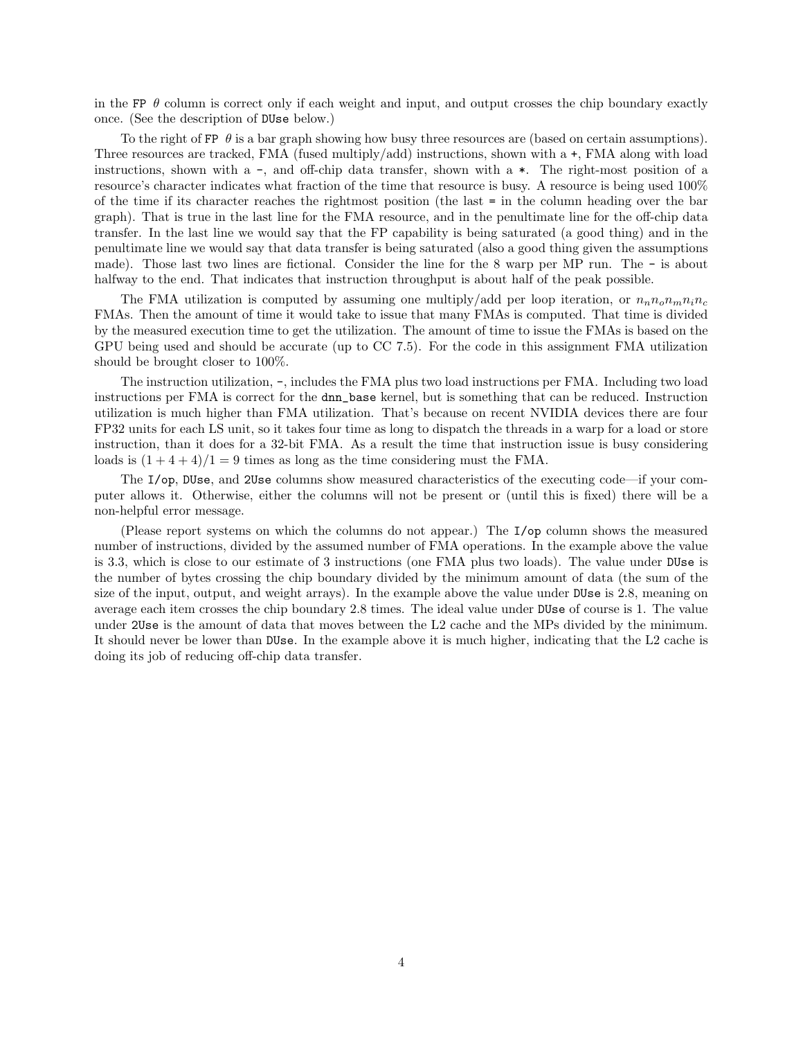in the `FP θ` column is correct only if each weight and input, and output crosses the chip boundary exactly once. (See the description of `DUse` below.)

To the right of `FP θ` is a bar graph showing how busy three resources are (based on certain assumptions). Three resources are tracked, FMA (fused multiply/add) instructions, shown with a `+`, FMA along with load instructions, shown with a `-`, and off-chip data transfer, shown with a `*`. The right-most position of a resource's character indicates what fraction of the time that resource is busy. A resource is being used 100% of the time if its character reaches the rightmost position (the last `=` in the column heading over the bar graph). That is true in the last line for the FMA resource, and in the penultimate line for the off-chip data transfer. In the last line we would say that the FP capability is being saturated (a good thing) and in the penultimate line we would say that data transfer is being saturated (also a good thing given the assumptions made). Those last two lines are fictional. Consider the line for the 8 warp per MP run. The `-` is about halfway to the end. That indicates that instruction throughput is about half of the peak possible.

The FMA utilization is computed by assuming one multiply/add per loop iteration, or $n_n n_o n_m n_i n_c$ FMAs. Then the amount of time it would take to issue that many FMAs is computed. That time is divided by the measured execution time to get the utilization. The amount of time to issue the FMAs is based on the GPU being used and should be accurate (up to CC 7.5). For the code in this assignment FMA utilization should be brought closer to 100%.

The instruction utilization, `-`, includes the FMA plus two load instructions per FMA. Including two load instructions per FMA is correct for the `dnn_base` kernel, but is something that can be reduced. Instruction utilization is much higher than FMA utilization. That's because on recent NVIDIA devices there are four FP32 units for each LS unit, so it takes four time as long to dispatch the threads in a warp for a load or store instruction, than it does for a 32-bit FMA. As a result the time that instruction issue is busy considering loads is $(1+4+4)/1 = 9$ times as long as the time considering must the FMA.

The `I/op`, `DUse`, and `2Use` columns show measured characteristics of the executing code—if your computer allows it. Otherwise, either the columns will not be present or (until this is fixed) there will be a non-helpful error message.

(Please report systems on which the columns do not appear.) The `I/op` column shows the measured number of instructions, divided by the assumed number of FMA operations. In the example above the value is 3.3, which is close to our estimate of 3 instructions (one FMA plus two loads). The value under `DUse` is the number of bytes crossing the chip boundary divided by the minimum amount of data (the sum of the size of the input, output, and weight arrays). In the example above the value under `DUse` is 2.8, meaning on average each item crosses the chip boundary 2.8 times. The ideal value under `DUse` of course is 1. The value under `2Use` is the amount of data that moves between the L2 cache and the MPs divided by the minimum. It should never be lower than `DUse`. In the example above it is much higher, indicating that the L2 cache is doing its job of reducing off-chip data transfer.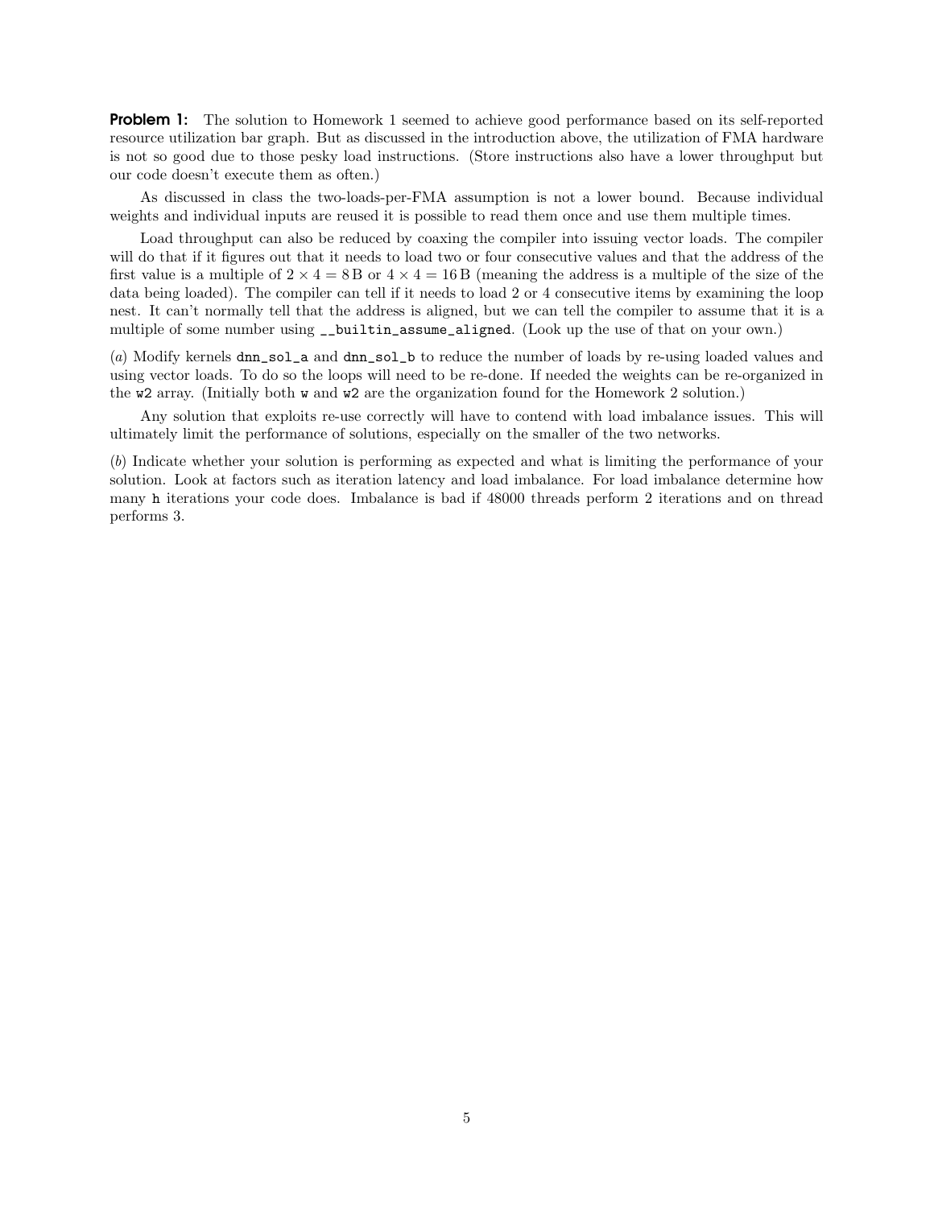**Problem 1:** The solution to Homework 1 seemed to achieve good performance based on its self-reported resource utilization bar graph. But as discussed in the introduction above, the utilization of FMA hardware is not so good due to those pesky load instructions. (Store instructions also have a lower throughput but our code doesn't execute them as often.)

As discussed in class the two-loads-per-FMA assumption is not a lower bound. Because individual weights and individual inputs are reused it is possible to read them once and use them multiple times.

Load throughput can also be reduced by coaxing the compiler into issuing vector loads. The compiler will do that if it figures out that it needs to load two or four consecutive values and that the address of the first value is a multiple of $2 \times 4 = 8\,\text{B}$ or $4 \times 4 = 16\,\text{B}$ (meaning the address is a multiple of the size of the data being loaded). The compiler can tell if it needs to load 2 or 4 consecutive items by examining the loop nest. It can't normally tell that the address is aligned, but we can tell the compiler to assume that it is a multiple of some number using `__builtin_assume_aligned`. (Look up the use of that on your own.)

(*a*) Modify kernels `dnn_sol_a` and `dnn_sol_b` to reduce the number of loads by re-using loaded values and using vector loads. To do so the loops will need to be re-done. If needed the weights can be re-organized in the `w2` array. (Initially both `w` and `w2` are the organization found for the Homework 2 solution.)

Any solution that exploits re-use correctly will have to contend with load imbalance issues. This will ultimately limit the performance of solutions, especially on the smaller of the two networks.

(*b*) Indicate whether your solution is performing as expected and what is limiting the performance of your solution. Look at factors such as iteration latency and load imbalance. For load imbalance determine how many `h` iterations your code does. Imbalance is bad if 48000 threads perform 2 iterations and on thread performs 3.